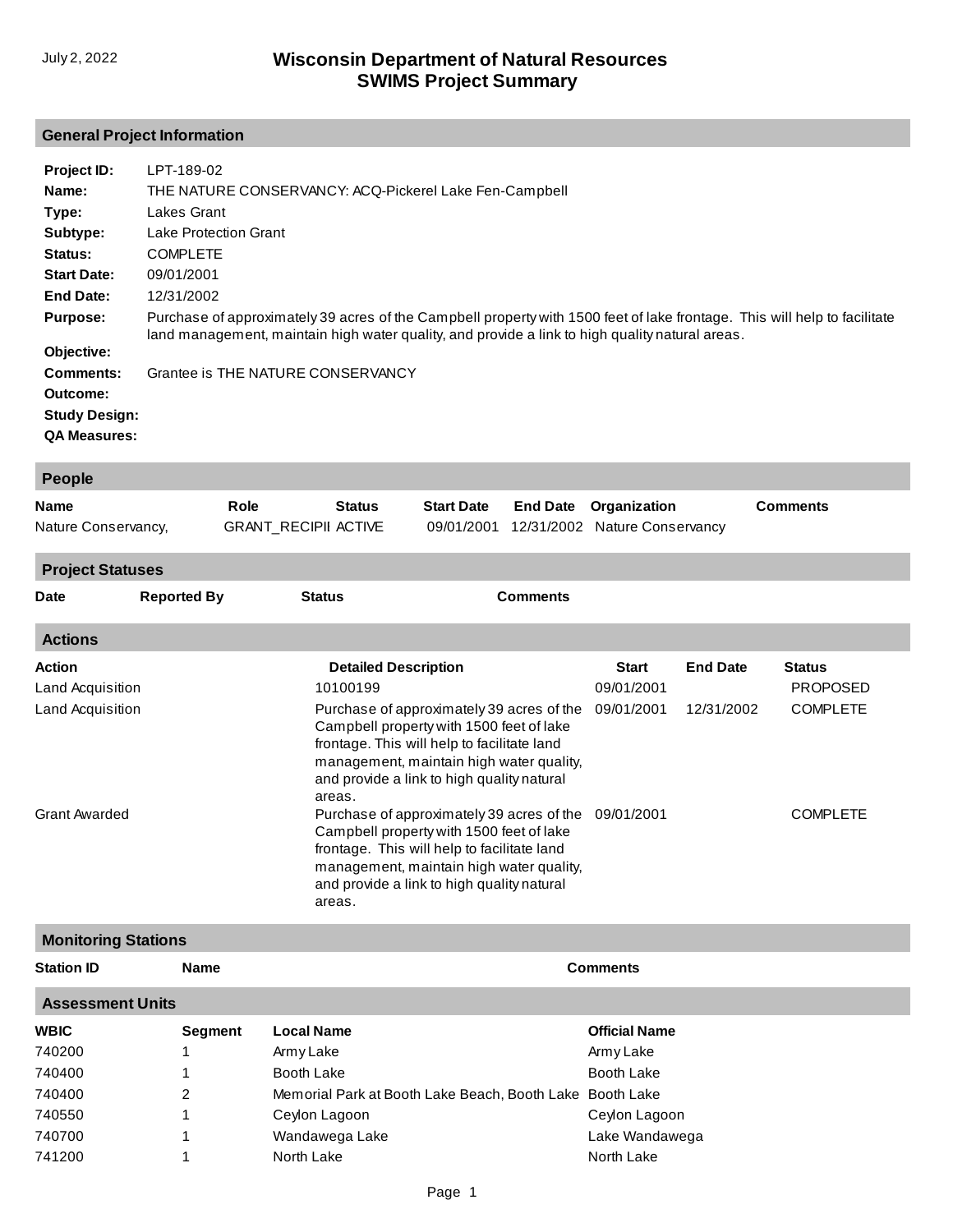July 2, 2022

# Wisconsin Department of Natural Resources
# SWIMS Project Summary

## General Project Information

**Project ID:** LPT-189-02

**Name:** THE NATURE CONSERVANCY: ACQ-Pickerel Lake Fen-Campbell

**Type:** Lakes Grant

**Subtype:** Lake Protection Grant

**Status:** COMPLETE

**Start Date:** 09/01/2001

**End Date:** 12/31/2002

**Purpose:** Purchase of approximately 39 acres of the Campbell property with 1500 feet of lake frontage. This will help to facilitate land management, maintain high water quality, and provide a link to high quality natural areas.

**Objective:**

**Comments:** Grantee is THE NATURE CONSERVANCY

**Outcome:**

**Study Design:**

**QA Measures:**

## People

| Name | Role | Status | Start Date | End Date | Organization | Comments |
|---|---|---|---|---|---|---|
| Nature Conservancy, | GRANT_RECIPII | ACTIVE | 09/01/2001 | 12/31/2002 | Nature Conservancy | |

## Project Statuses

| Date | Reported By | Status | Comments |
|---|---|---|---|

## Actions

| Action | Detailed Description | Start | End Date | Status |
|---|---|---|---|---|
| Land Acquisition | 10100199 | 09/01/2001 | | PROPOSED |
| Land Acquisition | Purchase of approximately 39 acres of the Campbell property with 1500 feet of lake frontage. This will help to facilitate land management, maintain high water quality, and provide a link to high quality natural areas. | 09/01/2001 | 12/31/2002 | COMPLETE |
| Grant Awarded | Purchase of approximately 39 acres of the Campbell property with 1500 feet of lake frontage. This will help to facilitate land management, maintain high water quality, and provide a link to high quality natural areas. | 09/01/2001 | | COMPLETE |

## Monitoring Stations

| Station ID | Name | Comments |
|---|---|---|

## Assessment Units

| WBIC | Segment | Local Name | Official Name |
|---|---|---|---|
| 740200 | 1 | Army Lake | Army Lake |
| 740400 | 1 | Booth Lake | Booth Lake |
| 740400 | 2 | Memorial Park at Booth Lake Beach, Booth Lake | Booth Lake |
| 740550 | 1 | Ceylon Lagoon | Ceylon Lagoon |
| 740700 | 1 | Wandawega Lake | Lake Wandawega |
| 741200 | 1 | North Lake | North Lake |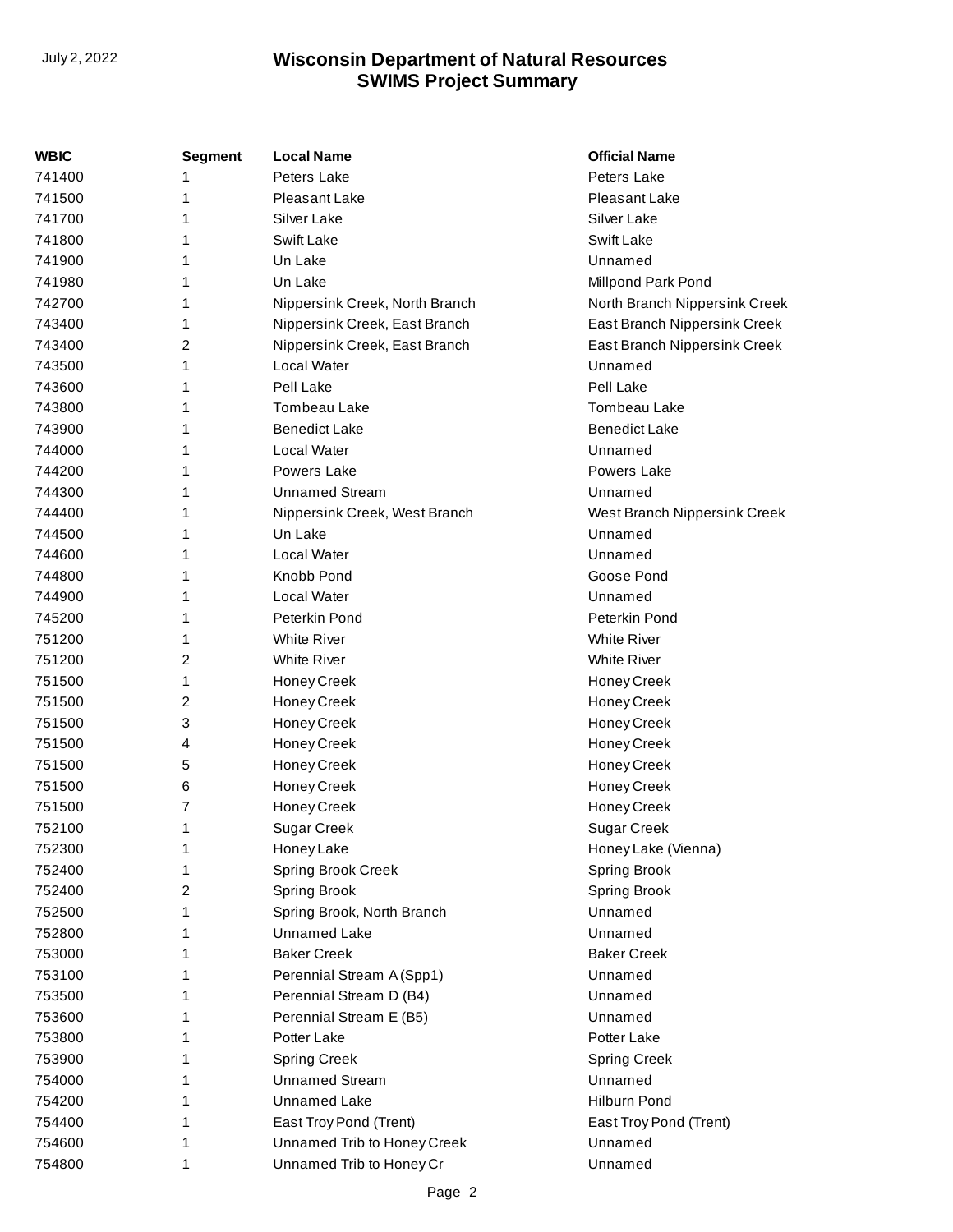| WBIC | Segment | Local Name | Official Name |
|---|---|---|---|
| 741400 | 1 | Peters Lake | Peters Lake |
| 741500 | 1 | Pleasant Lake | Pleasant Lake |
| 741700 | 1 | Silver Lake | Silver Lake |
| 741800 | 1 | Swift Lake | Swift Lake |
| 741900 | 1 | Un Lake | Unnamed |
| 741980 | 1 | Un Lake | Millpond Park Pond |
| 742700 | 1 | Nippersink Creek, North Branch | North Branch Nippersink Creek |
| 743400 | 1 | Nippersink Creek, East Branch | East Branch Nippersink Creek |
| 743400 | 2 | Nippersink Creek, East Branch | East Branch Nippersink Creek |
| 743500 | 1 | Local Water | Unnamed |
| 743600 | 1 | Pell Lake | Pell Lake |
| 743800 | 1 | Tombeau Lake | Tombeau Lake |
| 743900 | 1 | Benedict Lake | Benedict Lake |
| 744000 | 1 | Local Water | Unnamed |
| 744200 | 1 | Powers Lake | Powers Lake |
| 744300 | 1 | Unnamed Stream | Unnamed |
| 744400 | 1 | Nippersink Creek, West Branch | West Branch Nippersink Creek |
| 744500 | 1 | Un Lake | Unnamed |
| 744600 | 1 | Local Water | Unnamed |
| 744800 | 1 | Knobb Pond | Goose Pond |
| 744900 | 1 | Local Water | Unnamed |
| 745200 | 1 | Peterkin Pond | Peterkin Pond |
| 751200 | 1 | White River | White River |
| 751200 | 2 | White River | White River |
| 751500 | 1 | Honey Creek | Honey Creek |
| 751500 | 2 | Honey Creek | Honey Creek |
| 751500 | 3 | Honey Creek | Honey Creek |
| 751500 | 4 | Honey Creek | Honey Creek |
| 751500 | 5 | Honey Creek | Honey Creek |
| 751500 | 6 | Honey Creek | Honey Creek |
| 751500 | 7 | Honey Creek | Honey Creek |
| 752100 | 1 | Sugar Creek | Sugar Creek |
| 752300 | 1 | Honey Lake | Honey Lake (Vienna) |
| 752400 | 1 | Spring Brook Creek | Spring Brook |
| 752400 | 2 | Spring Brook | Spring Brook |
| 752500 | 1 | Spring Brook, North Branch | Unnamed |
| 752800 | 1 | Unnamed Lake | Unnamed |
| 753000 | 1 | Baker Creek | Baker Creek |
| 753100 | 1 | Perennial Stream A (Spp1) | Unnamed |
| 753500 | 1 | Perennial Stream D (B4) | Unnamed |
| 753600 | 1 | Perennial Stream E (B5) | Unnamed |
| 753800 | 1 | Potter Lake | Potter Lake |
| 753900 | 1 | Spring Creek | Spring Creek |
| 754000 | 1 | Unnamed Stream | Unnamed |
| 754200 | 1 | Unnamed Lake | Hilburn Pond |
| 754400 | 1 | East Troy Pond (Trent) | East Troy Pond (Trent) |
| 754600 | 1 | Unnamed Trib to Honey Creek | Unnamed |
| 754800 | 1 | Unnamed Trib to Honey Cr | Unnamed |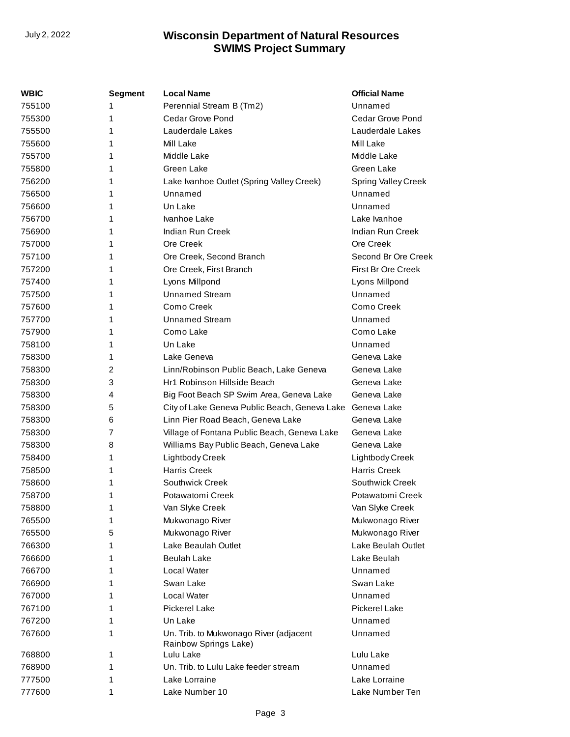| WBIC | Segment | Local Name | Official Name |
| --- | --- | --- | --- |
| 755100 | 1 | Perennial Stream B (Tm2) | Unnamed |
| 755300 | 1 | Cedar Grove Pond | Cedar Grove Pond |
| 755500 | 1 | Lauderdale Lakes | Lauderdale Lakes |
| 755600 | 1 | Mill Lake | Mill Lake |
| 755700 | 1 | Middle Lake | Middle Lake |
| 755800 | 1 | Green Lake | Green Lake |
| 756200 | 1 | Lake Ivanhoe Outlet (Spring Valley Creek) | Spring Valley Creek |
| 756500 | 1 | Unnamed | Unnamed |
| 756600 | 1 | Un Lake | Unnamed |
| 756700 | 1 | Ivanhoe Lake | Lake Ivanhoe |
| 756900 | 1 | Indian Run Creek | Indian Run Creek |
| 757000 | 1 | Ore Creek | Ore Creek |
| 757100 | 1 | Ore Creek, Second Branch | Second Br Ore Creek |
| 757200 | 1 | Ore Creek, First Branch | First Br Ore Creek |
| 757400 | 1 | Lyons Millpond | Lyons Millpond |
| 757500 | 1 | Unnamed Stream | Unnamed |
| 757600 | 1 | Como Creek | Como Creek |
| 757700 | 1 | Unnamed Stream | Unnamed |
| 757900 | 1 | Como Lake | Como Lake |
| 758100 | 1 | Un Lake | Unnamed |
| 758300 | 1 | Lake Geneva | Geneva Lake |
| 758300 | 2 | Linn/Robinson Public Beach, Lake Geneva | Geneva Lake |
| 758300 | 3 | Hr1 Robinson Hillside Beach | Geneva Lake |
| 758300 | 4 | Big Foot Beach SP Swim Area, Geneva Lake | Geneva Lake |
| 758300 | 5 | City of Lake Geneva Public Beach, Geneva Lake | Geneva Lake |
| 758300 | 6 | Linn Pier Road Beach, Geneva Lake | Geneva Lake |
| 758300 | 7 | Village of Fontana Public Beach, Geneva Lake | Geneva Lake |
| 758300 | 8 | Williams Bay Public Beach, Geneva Lake | Geneva Lake |
| 758400 | 1 | Lightbody Creek | Lightbody Creek |
| 758500 | 1 | Harris Creek | Harris Creek |
| 758600 | 1 | Southwick Creek | Southwick Creek |
| 758700 | 1 | Potawatomi Creek | Potawatomi Creek |
| 758800 | 1 | Van Slyke Creek | Van Slyke Creek |
| 765500 | 1 | Mukwonago River | Mukwonago River |
| 765500 | 5 | Mukwonago River | Mukwonago River |
| 766300 | 1 | Lake Beaulah Outlet | Lake Beulah Outlet |
| 766600 | 1 | Beulah Lake | Lake Beulah |
| 766700 | 1 | Local Water | Unnamed |
| 766900 | 1 | Swan Lake | Swan Lake |
| 767000 | 1 | Local Water | Unnamed |
| 767100 | 1 | Pickerel Lake | Pickerel Lake |
| 767200 | 1 | Un Lake | Unnamed |
| 767600 | 1 | Un. Trib. to Mukwonago River (adjacent Rainbow Springs Lake) | Unnamed |
| 768800 | 1 | Lulu Lake | Lulu Lake |
| 768900 | 1 | Un. Trib. to Lulu Lake feeder stream | Unnamed |
| 777500 | 1 | Lake Lorraine | Lake Lorraine |
| 777600 | 1 | Lake Number 10 | Lake Number Ten |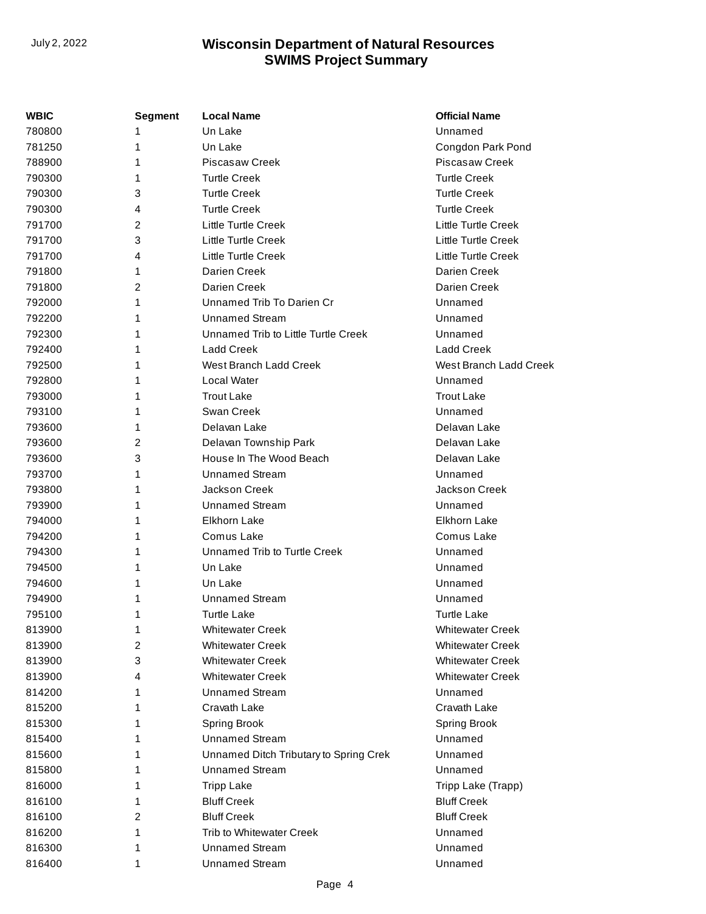| WBIC | Segment | Local Name | Official Name |
|---|---|---|---|
| 780800 | 1 | Un Lake | Unnamed |
| 781250 | 1 | Un Lake | Congdon Park Pond |
| 788900 | 1 | Piscasaw Creek | Piscasaw Creek |
| 790300 | 1 | Turtle Creek | Turtle Creek |
| 790300 | 3 | Turtle Creek | Turtle Creek |
| 790300 | 4 | Turtle Creek | Turtle Creek |
| 791700 | 2 | Little Turtle Creek | Little Turtle Creek |
| 791700 | 3 | Little Turtle Creek | Little Turtle Creek |
| 791700 | 4 | Little Turtle Creek | Little Turtle Creek |
| 791800 | 1 | Darien Creek | Darien Creek |
| 791800 | 2 | Darien Creek | Darien Creek |
| 792000 | 1 | Unnamed Trib To Darien Cr | Unnamed |
| 792200 | 1 | Unnamed Stream | Unnamed |
| 792300 | 1 | Unnamed Trib to Little Turtle Creek | Unnamed |
| 792400 | 1 | Ladd Creek | Ladd Creek |
| 792500 | 1 | West Branch Ladd Creek | West Branch Ladd Creek |
| 792800 | 1 | Local Water | Unnamed |
| 793000 | 1 | Trout Lake | Trout Lake |
| 793100 | 1 | Swan Creek | Unnamed |
| 793600 | 1 | Delavan Lake | Delavan Lake |
| 793600 | 2 | Delavan Township Park | Delavan Lake |
| 793600 | 3 | House In The Wood Beach | Delavan Lake |
| 793700 | 1 | Unnamed Stream | Unnamed |
| 793800 | 1 | Jackson Creek | Jackson Creek |
| 793900 | 1 | Unnamed Stream | Unnamed |
| 794000 | 1 | Elkhorn Lake | Elkhorn Lake |
| 794200 | 1 | Comus Lake | Comus Lake |
| 794300 | 1 | Unnamed Trib to Turtle Creek | Unnamed |
| 794500 | 1 | Un Lake | Unnamed |
| 794600 | 1 | Un Lake | Unnamed |
| 794900 | 1 | Unnamed Stream | Unnamed |
| 795100 | 1 | Turtle Lake | Turtle Lake |
| 813900 | 1 | Whitewater Creek | Whitewater Creek |
| 813900 | 2 | Whitewater Creek | Whitewater Creek |
| 813900 | 3 | Whitewater Creek | Whitewater Creek |
| 813900 | 4 | Whitewater Creek | Whitewater Creek |
| 814200 | 1 | Unnamed Stream | Unnamed |
| 815200 | 1 | Cravath Lake | Cravath Lake |
| 815300 | 1 | Spring Brook | Spring Brook |
| 815400 | 1 | Unnamed Stream | Unnamed |
| 815600 | 1 | Unnamed Ditch Tributary to Spring Crek | Unnamed |
| 815800 | 1 | Unnamed Stream | Unnamed |
| 816000 | 1 | Tripp Lake | Tripp Lake (Trapp) |
| 816100 | 1 | Bluff Creek | Bluff Creek |
| 816100 | 2 | Bluff Creek | Bluff Creek |
| 816200 | 1 | Trib to Whitewater Creek | Unnamed |
| 816300 | 1 | Unnamed Stream | Unnamed |
| 816400 | 1 | Unnamed Stream | Unnamed |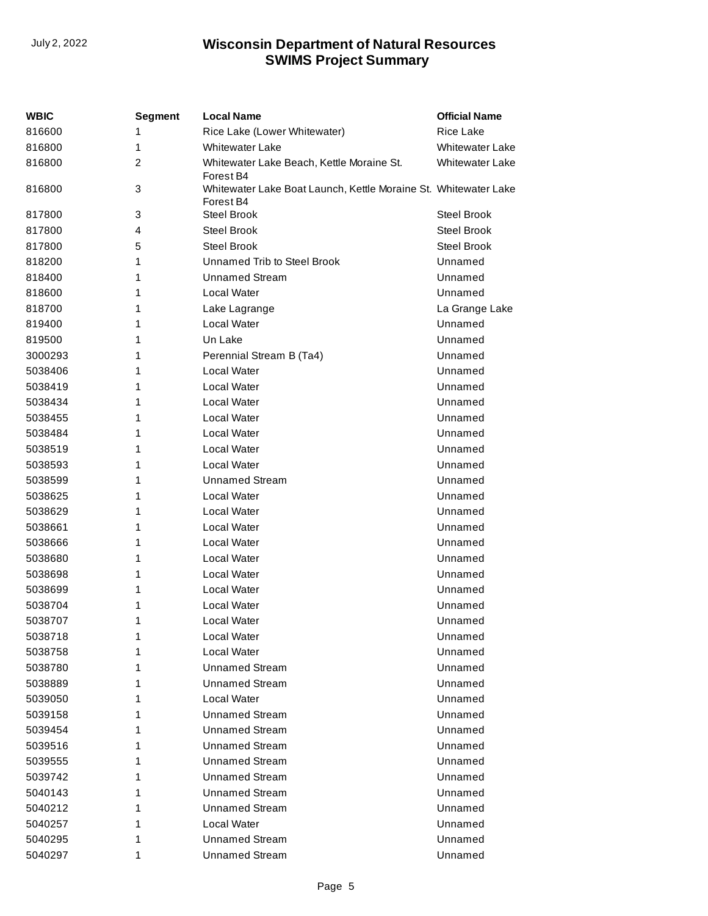| WBIC | Segment | Local Name | Official Name |
| --- | --- | --- | --- |
| 816600 | 1 | Rice Lake (Lower Whitewater) | Rice Lake |
| 816800 | 1 | Whitewater Lake | Whitewater Lake |
| 816800 | 2 | Whitewater Lake Beach, Kettle Moraine St. Forest B4 | Whitewater Lake |
| 816800 | 3 | Whitewater Lake Boat Launch, Kettle Moraine St. Forest B4 | Whitewater Lake |
| 817800 | 3 | Steel Brook | Steel Brook |
| 817800 | 4 | Steel Brook | Steel Brook |
| 817800 | 5 | Steel Brook | Steel Brook |
| 818200 | 1 | Unnamed Trib to Steel Brook | Unnamed |
| 818400 | 1 | Unnamed Stream | Unnamed |
| 818600 | 1 | Local Water | Unnamed |
| 818700 | 1 | Lake Lagrange | La Grange Lake |
| 819400 | 1 | Local Water | Unnamed |
| 819500 | 1 | Un Lake | Unnamed |
| 3000293 | 1 | Perennial Stream B (Ta4) | Unnamed |
| 5038406 | 1 | Local Water | Unnamed |
| 5038419 | 1 | Local Water | Unnamed |
| 5038434 | 1 | Local Water | Unnamed |
| 5038455 | 1 | Local Water | Unnamed |
| 5038484 | 1 | Local Water | Unnamed |
| 5038519 | 1 | Local Water | Unnamed |
| 5038593 | 1 | Local Water | Unnamed |
| 5038599 | 1 | Unnamed Stream | Unnamed |
| 5038625 | 1 | Local Water | Unnamed |
| 5038629 | 1 | Local Water | Unnamed |
| 5038661 | 1 | Local Water | Unnamed |
| 5038666 | 1 | Local Water | Unnamed |
| 5038680 | 1 | Local Water | Unnamed |
| 5038698 | 1 | Local Water | Unnamed |
| 5038699 | 1 | Local Water | Unnamed |
| 5038704 | 1 | Local Water | Unnamed |
| 5038707 | 1 | Local Water | Unnamed |
| 5038718 | 1 | Local Water | Unnamed |
| 5038758 | 1 | Local Water | Unnamed |
| 5038780 | 1 | Unnamed Stream | Unnamed |
| 5038889 | 1 | Unnamed Stream | Unnamed |
| 5039050 | 1 | Local Water | Unnamed |
| 5039158 | 1 | Unnamed Stream | Unnamed |
| 5039454 | 1 | Unnamed Stream | Unnamed |
| 5039516 | 1 | Unnamed Stream | Unnamed |
| 5039555 | 1 | Unnamed Stream | Unnamed |
| 5039742 | 1 | Unnamed Stream | Unnamed |
| 5040143 | 1 | Unnamed Stream | Unnamed |
| 5040212 | 1 | Unnamed Stream | Unnamed |
| 5040257 | 1 | Local Water | Unnamed |
| 5040295 | 1 | Unnamed Stream | Unnamed |
| 5040297 | 1 | Unnamed Stream | Unnamed |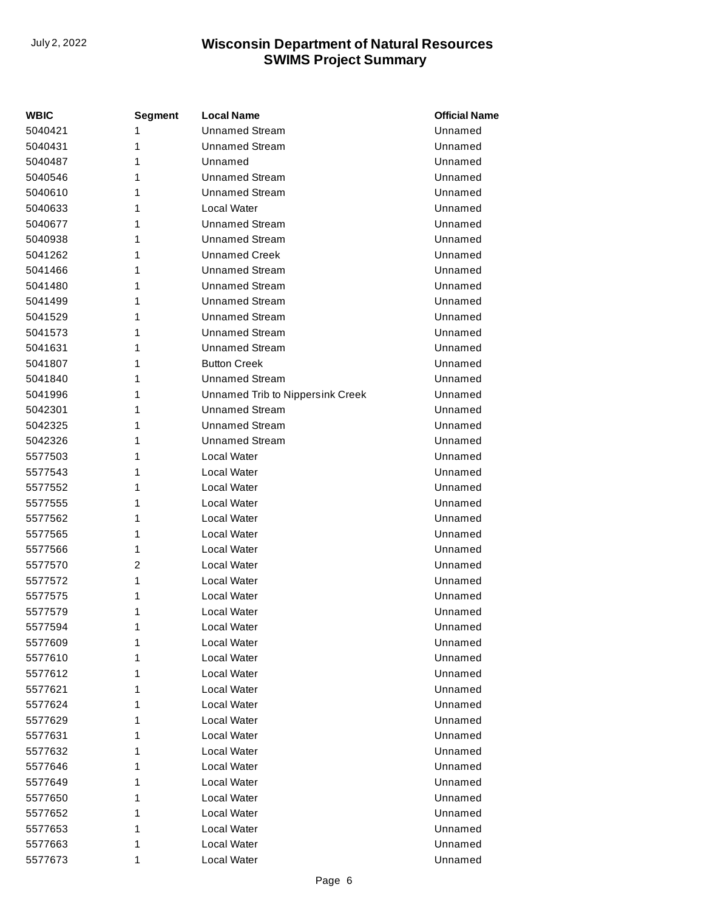| WBIC | Segment | Local Name | Official Name |
|---|---|---|---|
| 5040421 | 1 | Unnamed Stream | Unnamed |
| 5040431 | 1 | Unnamed Stream | Unnamed |
| 5040487 | 1 | Unnamed | Unnamed |
| 5040546 | 1 | Unnamed Stream | Unnamed |
| 5040610 | 1 | Unnamed Stream | Unnamed |
| 5040633 | 1 | Local Water | Unnamed |
| 5040677 | 1 | Unnamed Stream | Unnamed |
| 5040938 | 1 | Unnamed Stream | Unnamed |
| 5041262 | 1 | Unnamed Creek | Unnamed |
| 5041466 | 1 | Unnamed Stream | Unnamed |
| 5041480 | 1 | Unnamed Stream | Unnamed |
| 5041499 | 1 | Unnamed Stream | Unnamed |
| 5041529 | 1 | Unnamed Stream | Unnamed |
| 5041573 | 1 | Unnamed Stream | Unnamed |
| 5041631 | 1 | Unnamed Stream | Unnamed |
| 5041807 | 1 | Button Creek | Unnamed |
| 5041840 | 1 | Unnamed Stream | Unnamed |
| 5041996 | 1 | Unnamed Trib to Nippersink Creek | Unnamed |
| 5042301 | 1 | Unnamed Stream | Unnamed |
| 5042325 | 1 | Unnamed Stream | Unnamed |
| 5042326 | 1 | Unnamed Stream | Unnamed |
| 5577503 | 1 | Local Water | Unnamed |
| 5577543 | 1 | Local Water | Unnamed |
| 5577552 | 1 | Local Water | Unnamed |
| 5577555 | 1 | Local Water | Unnamed |
| 5577562 | 1 | Local Water | Unnamed |
| 5577565 | 1 | Local Water | Unnamed |
| 5577566 | 1 | Local Water | Unnamed |
| 5577570 | 2 | Local Water | Unnamed |
| 5577572 | 1 | Local Water | Unnamed |
| 5577575 | 1 | Local Water | Unnamed |
| 5577579 | 1 | Local Water | Unnamed |
| 5577594 | 1 | Local Water | Unnamed |
| 5577609 | 1 | Local Water | Unnamed |
| 5577610 | 1 | Local Water | Unnamed |
| 5577612 | 1 | Local Water | Unnamed |
| 5577621 | 1 | Local Water | Unnamed |
| 5577624 | 1 | Local Water | Unnamed |
| 5577629 | 1 | Local Water | Unnamed |
| 5577631 | 1 | Local Water | Unnamed |
| 5577632 | 1 | Local Water | Unnamed |
| 5577646 | 1 | Local Water | Unnamed |
| 5577649 | 1 | Local Water | Unnamed |
| 5577650 | 1 | Local Water | Unnamed |
| 5577652 | 1 | Local Water | Unnamed |
| 5577653 | 1 | Local Water | Unnamed |
| 5577663 | 1 | Local Water | Unnamed |
| 5577673 | 1 | Local Water | Unnamed |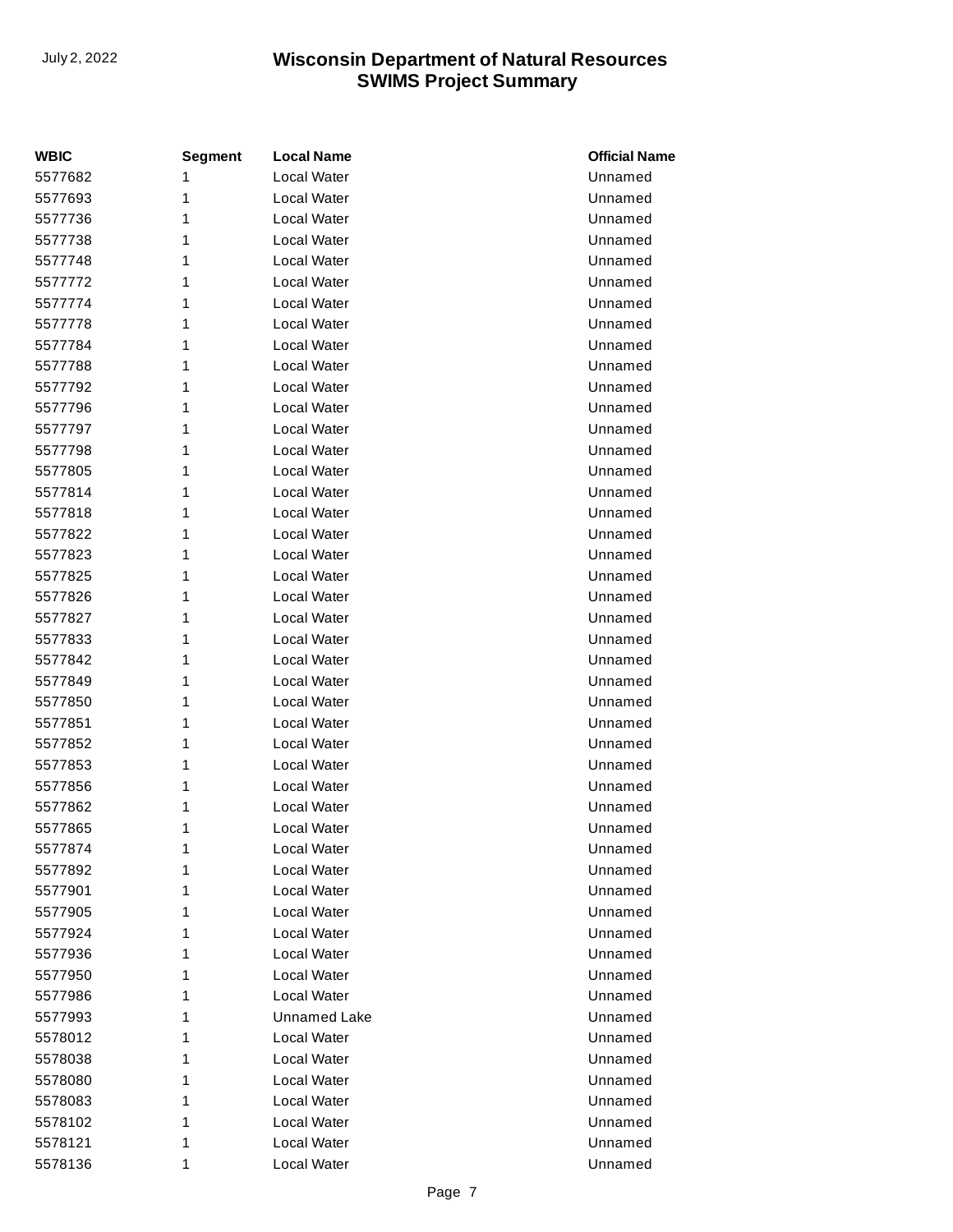| WBIC | Segment | Local Name | Official Name |
|---|---|---|---|
| 5577682 | 1 | Local Water | Unnamed |
| 5577693 | 1 | Local Water | Unnamed |
| 5577736 | 1 | Local Water | Unnamed |
| 5577738 | 1 | Local Water | Unnamed |
| 5577748 | 1 | Local Water | Unnamed |
| 5577772 | 1 | Local Water | Unnamed |
| 5577774 | 1 | Local Water | Unnamed |
| 5577778 | 1 | Local Water | Unnamed |
| 5577784 | 1 | Local Water | Unnamed |
| 5577788 | 1 | Local Water | Unnamed |
| 5577792 | 1 | Local Water | Unnamed |
| 5577796 | 1 | Local Water | Unnamed |
| 5577797 | 1 | Local Water | Unnamed |
| 5577798 | 1 | Local Water | Unnamed |
| 5577805 | 1 | Local Water | Unnamed |
| 5577814 | 1 | Local Water | Unnamed |
| 5577818 | 1 | Local Water | Unnamed |
| 5577822 | 1 | Local Water | Unnamed |
| 5577823 | 1 | Local Water | Unnamed |
| 5577825 | 1 | Local Water | Unnamed |
| 5577826 | 1 | Local Water | Unnamed |
| 5577827 | 1 | Local Water | Unnamed |
| 5577833 | 1 | Local Water | Unnamed |
| 5577842 | 1 | Local Water | Unnamed |
| 5577849 | 1 | Local Water | Unnamed |
| 5577850 | 1 | Local Water | Unnamed |
| 5577851 | 1 | Local Water | Unnamed |
| 5577852 | 1 | Local Water | Unnamed |
| 5577853 | 1 | Local Water | Unnamed |
| 5577856 | 1 | Local Water | Unnamed |
| 5577862 | 1 | Local Water | Unnamed |
| 5577865 | 1 | Local Water | Unnamed |
| 5577874 | 1 | Local Water | Unnamed |
| 5577892 | 1 | Local Water | Unnamed |
| 5577901 | 1 | Local Water | Unnamed |
| 5577905 | 1 | Local Water | Unnamed |
| 5577924 | 1 | Local Water | Unnamed |
| 5577936 | 1 | Local Water | Unnamed |
| 5577950 | 1 | Local Water | Unnamed |
| 5577986 | 1 | Local Water | Unnamed |
| 5577993 | 1 | Unnamed Lake | Unnamed |
| 5578012 | 1 | Local Water | Unnamed |
| 5578038 | 1 | Local Water | Unnamed |
| 5578080 | 1 | Local Water | Unnamed |
| 5578083 | 1 | Local Water | Unnamed |
| 5578102 | 1 | Local Water | Unnamed |
| 5578121 | 1 | Local Water | Unnamed |
| 5578136 | 1 | Local Water | Unnamed |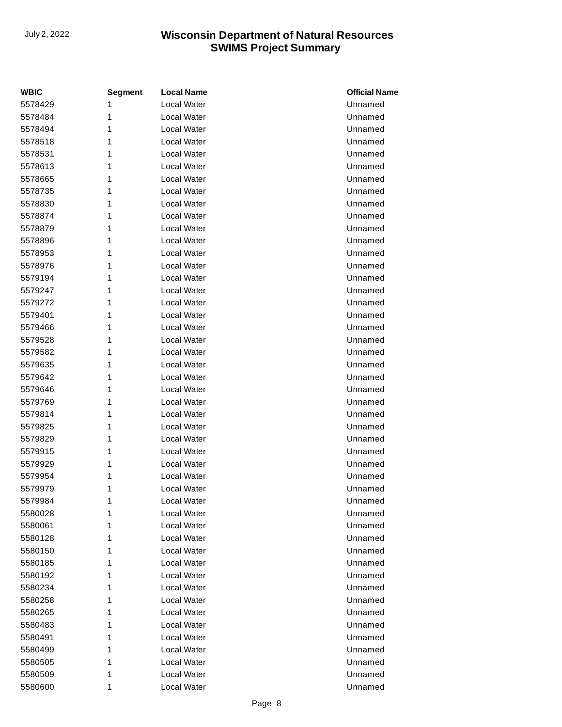| WBIC | Segment | Local Name | Official Name |
| --- | --- | --- | --- |
| 5578429 | 1 | Local Water | Unnamed |
| 5578484 | 1 | Local Water | Unnamed |
| 5578494 | 1 | Local Water | Unnamed |
| 5578518 | 1 | Local Water | Unnamed |
| 5578531 | 1 | Local Water | Unnamed |
| 5578613 | 1 | Local Water | Unnamed |
| 5578665 | 1 | Local Water | Unnamed |
| 5578735 | 1 | Local Water | Unnamed |
| 5578830 | 1 | Local Water | Unnamed |
| 5578874 | 1 | Local Water | Unnamed |
| 5578879 | 1 | Local Water | Unnamed |
| 5578896 | 1 | Local Water | Unnamed |
| 5578953 | 1 | Local Water | Unnamed |
| 5578976 | 1 | Local Water | Unnamed |
| 5579194 | 1 | Local Water | Unnamed |
| 5579247 | 1 | Local Water | Unnamed |
| 5579272 | 1 | Local Water | Unnamed |
| 5579401 | 1 | Local Water | Unnamed |
| 5579466 | 1 | Local Water | Unnamed |
| 5579528 | 1 | Local Water | Unnamed |
| 5579582 | 1 | Local Water | Unnamed |
| 5579635 | 1 | Local Water | Unnamed |
| 5579642 | 1 | Local Water | Unnamed |
| 5579646 | 1 | Local Water | Unnamed |
| 5579769 | 1 | Local Water | Unnamed |
| 5579814 | 1 | Local Water | Unnamed |
| 5579825 | 1 | Local Water | Unnamed |
| 5579829 | 1 | Local Water | Unnamed |
| 5579915 | 1 | Local Water | Unnamed |
| 5579929 | 1 | Local Water | Unnamed |
| 5579954 | 1 | Local Water | Unnamed |
| 5579979 | 1 | Local Water | Unnamed |
| 5579984 | 1 | Local Water | Unnamed |
| 5580028 | 1 | Local Water | Unnamed |
| 5580061 | 1 | Local Water | Unnamed |
| 5580128 | 1 | Local Water | Unnamed |
| 5580150 | 1 | Local Water | Unnamed |
| 5580185 | 1 | Local Water | Unnamed |
| 5580192 | 1 | Local Water | Unnamed |
| 5580234 | 1 | Local Water | Unnamed |
| 5580258 | 1 | Local Water | Unnamed |
| 5580265 | 1 | Local Water | Unnamed |
| 5580483 | 1 | Local Water | Unnamed |
| 5580491 | 1 | Local Water | Unnamed |
| 5580499 | 1 | Local Water | Unnamed |
| 5580505 | 1 | Local Water | Unnamed |
| 5580509 | 1 | Local Water | Unnamed |
| 5580600 | 1 | Local Water | Unnamed |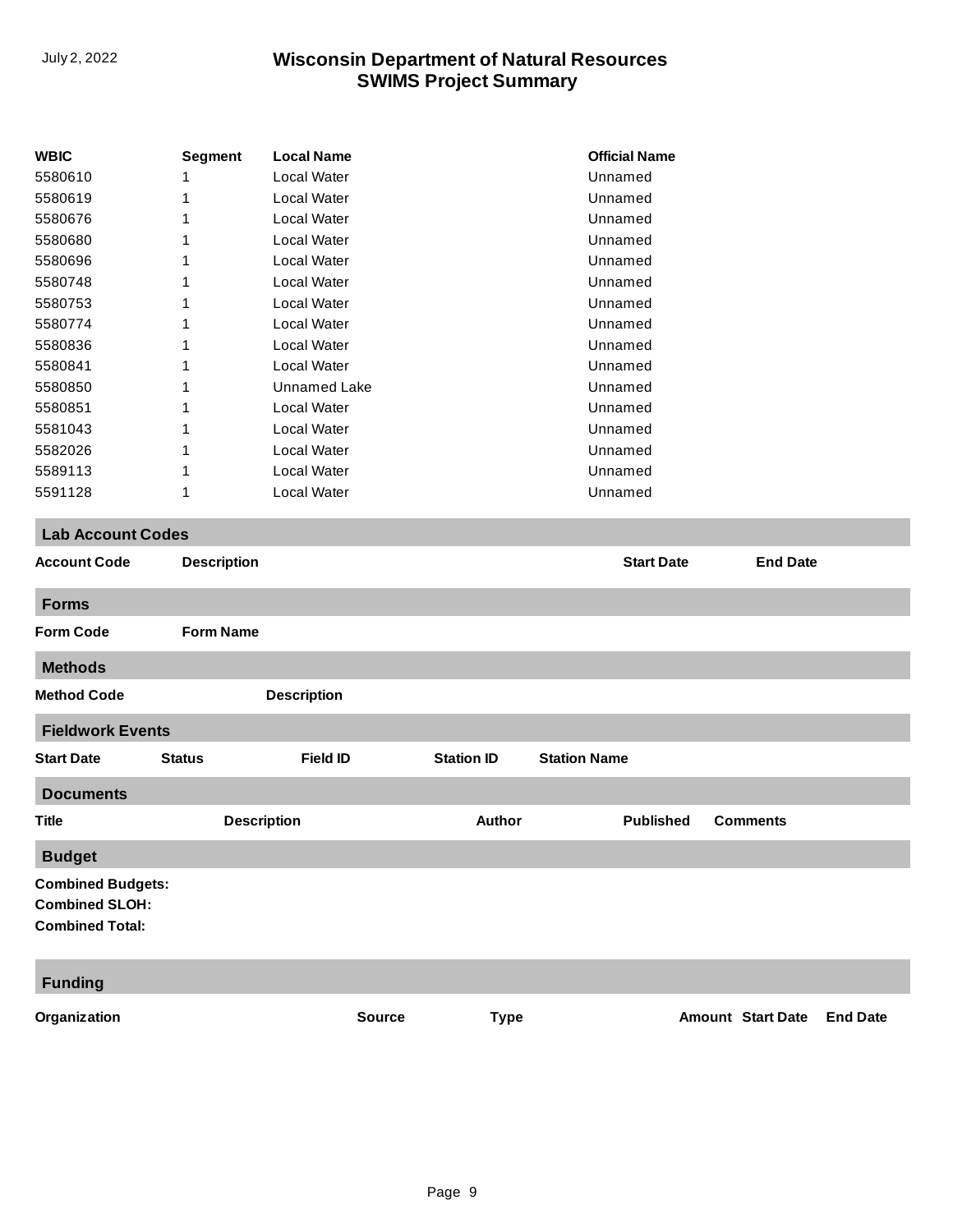| WBIC | Segment | Local Name | Official Name |
|---|---|---|---|
| 5580610 | 1 | Local Water | Unnamed |
| 5580619 | 1 | Local Water | Unnamed |
| 5580676 | 1 | Local Water | Unnamed |
| 5580680 | 1 | Local Water | Unnamed |
| 5580696 | 1 | Local Water | Unnamed |
| 5580748 | 1 | Local Water | Unnamed |
| 5580753 | 1 | Local Water | Unnamed |
| 5580774 | 1 | Local Water | Unnamed |
| 5580836 | 1 | Local Water | Unnamed |
| 5580841 | 1 | Local Water | Unnamed |
| 5580850 | 1 | Unnamed Lake | Unnamed |
| 5580851 | 1 | Local Water | Unnamed |
| 5581043 | 1 | Local Water | Unnamed |
| 5582026 | 1 | Local Water | Unnamed |
| 5589113 | 1 | Local Water | Unnamed |
| 5591128 | 1 | Local Water | Unnamed |

## Lab Account Codes

| Account Code | Description | Start Date | End Date |
|---|---|---|---|

## Forms

| Form Code | Form Name |
|---|---|

## Methods

| Method Code | Description |
|---|---|

## Fieldwork Events

| Start Date | Status | Field ID | Station ID | Station Name |
|---|---|---|---|---|

## Documents

| Title | Description | Author | Published | Comments |
|---|---|---|---|---|

## Budget

**Combined Budgets:**

**Combined SLOH:**

**Combined Total:**

## Funding

| Organization | Source | Type | Amount | Start Date | End Date |
|---|---|---|---|---|---|